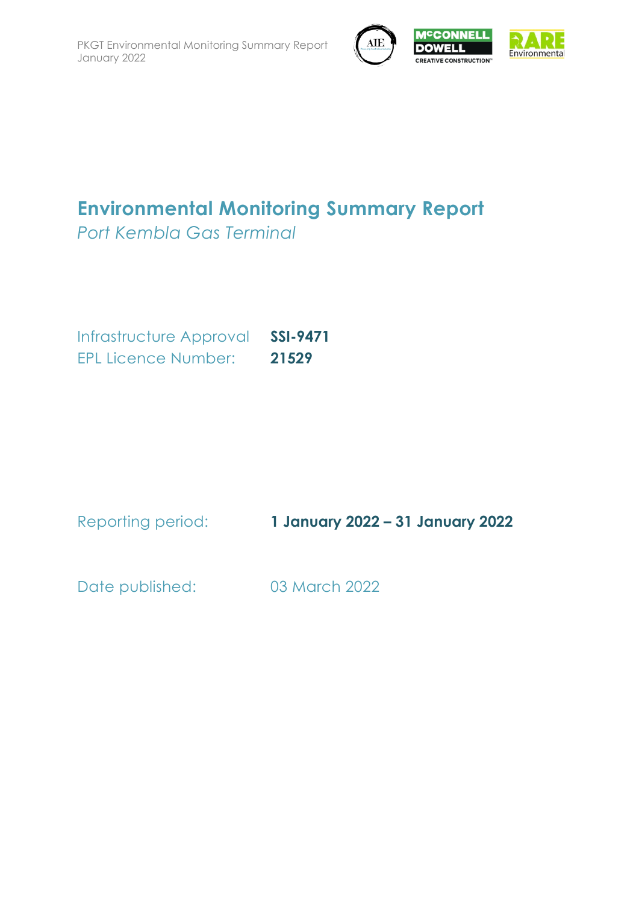# Environmental Monitoring Summary Report

*Port Kembla Gas Terminal*

| | |
|---|---|
| Infrastructure Approval | **SSI-9471** |
| EPL Licence Number: | **21529** |

| | |
|---|---|
| Reporting period: | **1 January 2022 – 31 January 2022** |
| Date published: | 03 March 2022 |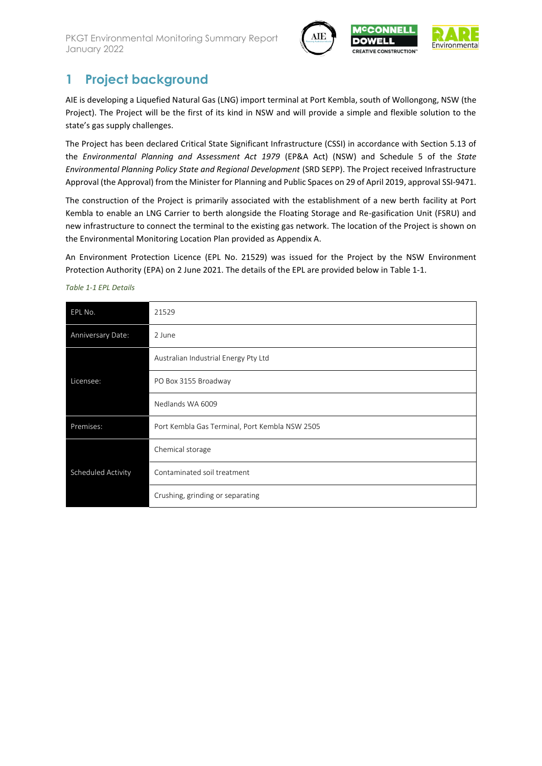# 1 Project background

AIE is developing a Liquefied Natural Gas (LNG) import terminal at Port Kembla, south of Wollongong, NSW (the Project). The Project will be the first of its kind in NSW and will provide a simple and flexible solution to the state's gas supply challenges.

The Project has been declared Critical State Significant Infrastructure (CSSI) in accordance with Section 5.13 of the *Environmental Planning and Assessment Act 1979* (EP&A Act) (NSW) and Schedule 5 of the *State Environmental Planning Policy State and Regional Development* (SRD SEPP). The Project received Infrastructure Approval (the Approval) from the Minister for Planning and Public Spaces on 29 of April 2019, approval SSI-9471.

The construction of the Project is primarily associated with the establishment of a new berth facility at Port Kembla to enable an LNG Carrier to berth alongside the Floating Storage and Re-gasification Unit (FSRU) and new infrastructure to connect the terminal to the existing gas network. The location of the Project is shown on the Environmental Monitoring Location Plan provided as Appendix A.

An Environment Protection Licence (EPL No. 21529) was issued for the Project by the NSW Environment Protection Authority (EPA) on 2 June 2021. The details of the EPL are provided below in Table 1-1.

*Table 1-1 EPL Details*

| | |
|---|---|
| EPL No. | 21529 |
| Anniversary Date: | 2 June |
| Licensee: | Australian Industrial Energy Pty Ltd |
| | PO Box 3155 Broadway |
| | Nedlands WA 6009 |
| Premises: | Port Kembla Gas Terminal, Port Kembla NSW 2505 |
| Scheduled Activity | Chemical storage |
| | Contaminated soil treatment |
| | Crushing, grinding or separating |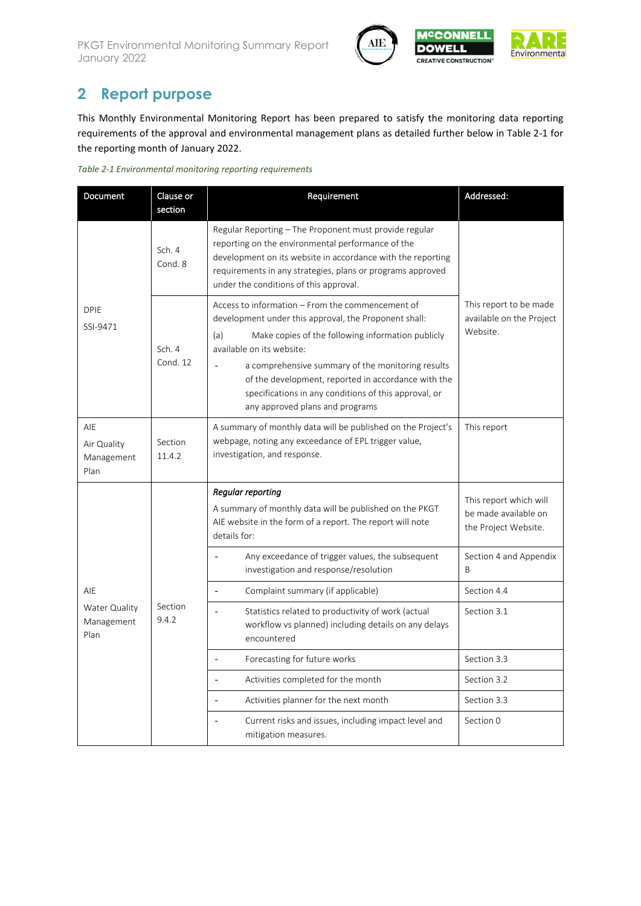## 2 Report purpose

This Monthly Environmental Monitoring Report has been prepared to satisfy the monitoring data reporting requirements of the approval and environmental management plans as detailed further below in Table 2-1 for the reporting month of January 2022.

*Table 2-1 Environmental monitoring reporting requirements*

| Document | Clause or section | Requirement | Addressed: |
|---|---|---|---|
| DPIE SSI-9471 | Sch. 4 Cond. 8 | Regular Reporting – The Proponent must provide regular reporting on the environmental performance of the development on its website in accordance with the reporting requirements in any strategies, plans or programs approved under the conditions of this approval. | This report to be made available on the Project Website. |
| | Sch. 4 Cond. 12 | Access to information – From the commencement of development under this approval, the Proponent shall: (a) Make copies of the following information publicly available on its website: - a comprehensive summary of the monitoring results of the development, reported in accordance with the specifications in any conditions of this approval, or any approved plans and programs | |
| AIE Air Quality Management Plan | Section 11.4.2 | A summary of monthly data will be published on the Project's webpage, noting any exceedance of EPL trigger value, investigation, and response. | This report |
| AIE Water Quality Management Plan | Section 9.4.2 | ***Regular reporting*** A summary of monthly data will be published on the PKGT AIE website in the form of a report. The report will note details for: | This report which will be made available on the Project Website. |
| | | - Any exceedance of trigger values, the subsequent investigation and response/resolution | Section 4 and Appendix B |
| | | - Complaint summary (if applicable) | Section 4.4 |
| | | - Statistics related to productivity of work (actual workflow vs planned) including details on any delays encountered | Section 3.1 |
| | | - Forecasting for future works | Section 3.3 |
| | | - Activities completed for the month | Section 3.2 |
| | | - Activities planner for the next month | Section 3.3 |
| | | - Current risks and issues, including impact level and mitigation measures. | Section 0 |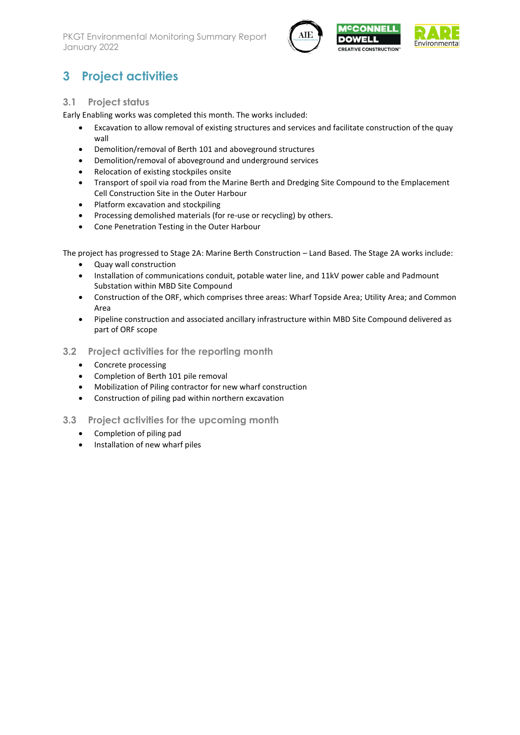# 3 Project activities

## 3.1 Project status

Early Enabling works was completed this month. The works included:

- Excavation to allow removal of existing structures and services and facilitate construction of the quay wall
- Demolition/removal of Berth 101 and aboveground structures
- Demolition/removal of aboveground and underground services
- Relocation of existing stockpiles onsite
- Transport of spoil via road from the Marine Berth and Dredging Site Compound to the Emplacement Cell Construction Site in the Outer Harbour
- Platform excavation and stockpiling
- Processing demolished materials (for re-use or recycling) by others.
- Cone Penetration Testing in the Outer Harbour

The project has progressed to Stage 2A: Marine Berth Construction – Land Based. The Stage 2A works include:

- Quay wall construction
- Installation of communications conduit, potable water line, and 11kV power cable and Padmount Substation within MBD Site Compound
- Construction of the ORF, which comprises three areas: Wharf Topside Area; Utility Area; and Common Area
- Pipeline construction and associated ancillary infrastructure within MBD Site Compound delivered as part of ORF scope

## 3.2 Project activities for the reporting month

- Concrete processing
- Completion of Berth 101 pile removal
- Mobilization of Piling contractor for new wharf construction
- Construction of piling pad within northern excavation

## 3.3 Project activities for the upcoming month

- Completion of piling pad
- Installation of new wharf piles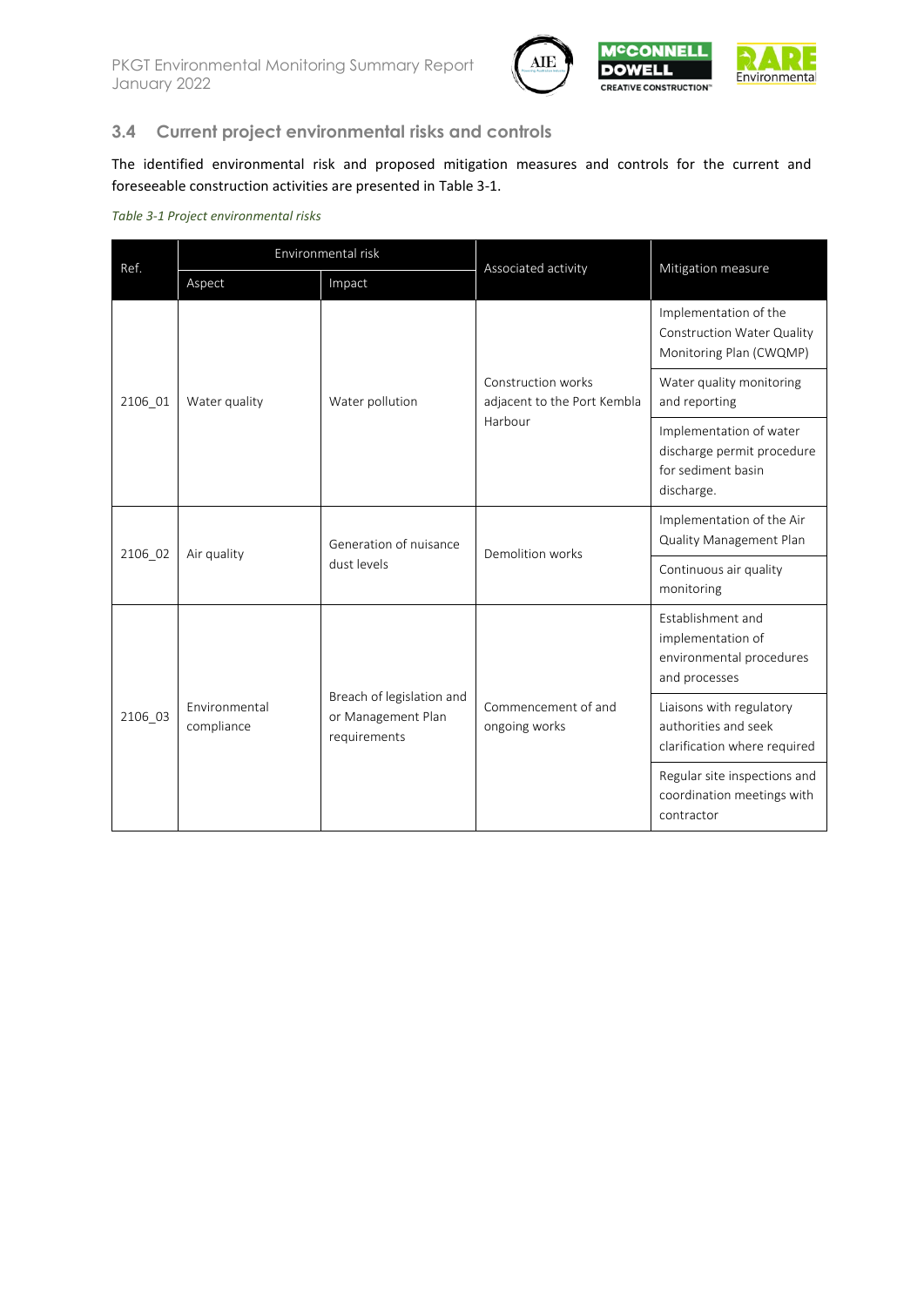## 3.4 Current project environmental risks and controls

The identified environmental risk and proposed mitigation measures and controls for the current and foreseeable construction activities are presented in Table 3-1.

*Table 3-1 Project environmental risks*

| Ref. | Environmental risk | | Associated activity | Mitigation measure |
|---|---|---|---|---|
| | Aspect | Impact | | |
| 2106_01 | Water quality | Water pollution | Construction works adjacent to the Port Kembla Harbour | Implementation of the Construction Water Quality Monitoring Plan (CWQMP) |
| | | | | Water quality monitoring and reporting |
| | | | | Implementation of water discharge permit procedure for sediment basin discharge. |
| 2106_02 | Air quality | Generation of nuisance dust levels | Demolition works | Implementation of the Air Quality Management Plan |
| | | | | Continuous air quality monitoring |
| 2106_03 | Environmental compliance | Breach of legislation and or Management Plan requirements | Commencement of and ongoing works | Establishment and implementation of environmental procedures and processes |
| | | | | Liaisons with regulatory authorities and seek clarification where required |
| | | | | Regular site inspections and coordination meetings with contractor |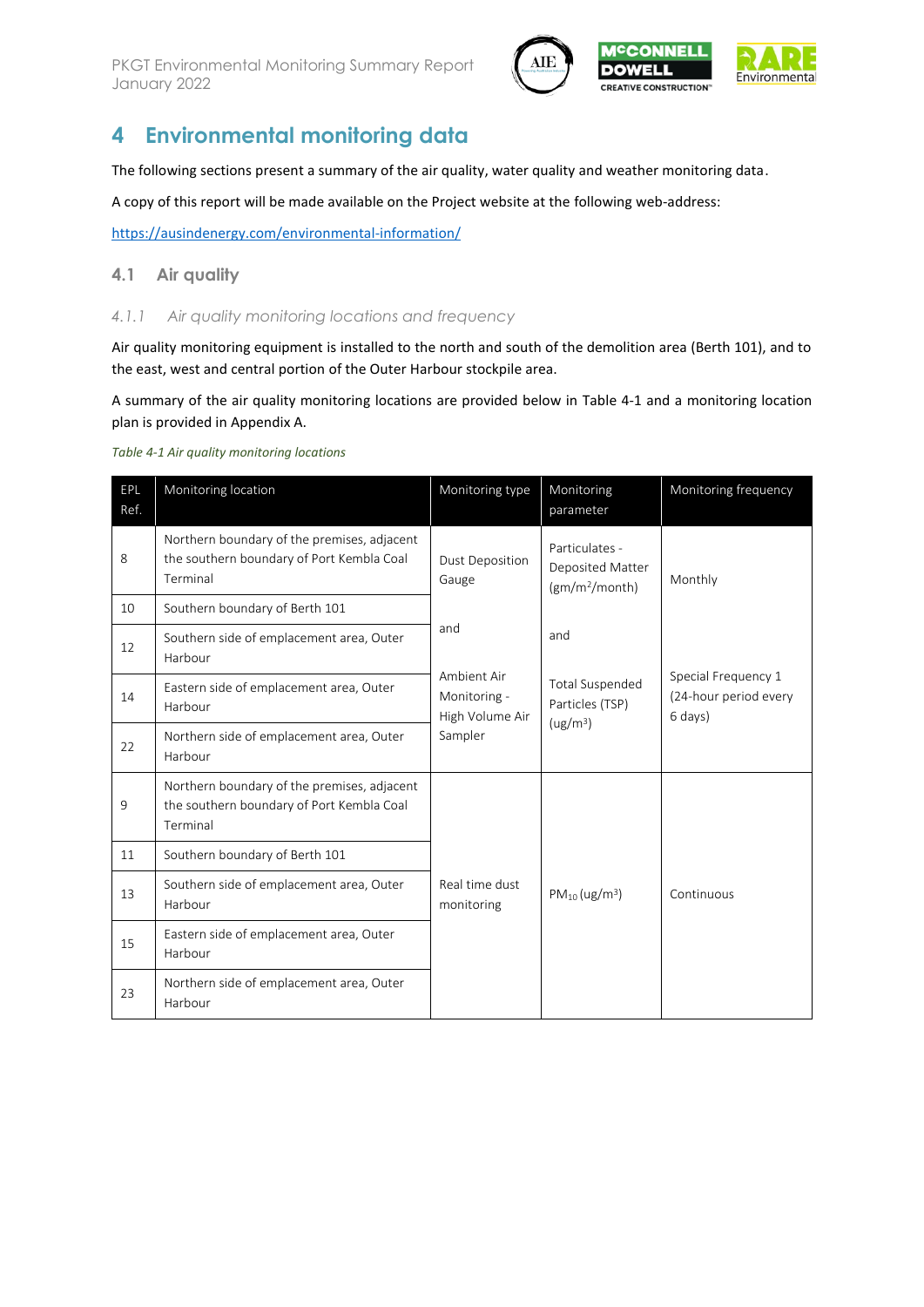# 4 Environmental monitoring data

The following sections present a summary of the air quality, water quality and weather monitoring data.

A copy of this report will be made available on the Project website at the following web-address:

https://ausindenergy.com/environmental-information/

## 4.1 Air quality

### 4.1.1 Air quality monitoring locations and frequency

Air quality monitoring equipment is installed to the north and south of the demolition area (Berth 101), and to the east, west and central portion of the Outer Harbour stockpile area.

A summary of the air quality monitoring locations are provided below in Table 4-1 and a monitoring location plan is provided in Appendix A.

*Table 4-1 Air quality monitoring locations*

| EPL Ref. | Monitoring location | Monitoring type | Monitoring parameter | Monitoring frequency |
|---|---|---|---|---|
| 8 | Northern boundary of the premises, adjacent the southern boundary of Port Kembla Coal Terminal | Dust Deposition Gauge and Ambient Air Monitoring - High Volume Air Sampler | Particulates - Deposited Matter ($gm/m^2/month$) and Total Suspended Particles (TSP) ($ug/m^3$) | Monthly and Special Frequency 1 (24-hour period every 6 days) |
| 10 | Southern boundary of Berth 101 | | | |
| 12 | Southern side of emplacement area, Outer Harbour | | | |
| 14 | Eastern side of emplacement area, Outer Harbour | | | |
| 22 | Northern side of emplacement area, Outer Harbour | | | |
| 9 | Northern boundary of the premises, adjacent the southern boundary of Port Kembla Coal Terminal | Real time dust monitoring | $PM_{10}$ ($ug/m^3$) | Continuous |
| 11 | Southern boundary of Berth 101 | | | |
| 13 | Southern side of emplacement area, Outer Harbour | | | |
| 15 | Eastern side of emplacement area, Outer Harbour | | | |
| 23 | Northern side of emplacement area, Outer Harbour | | | |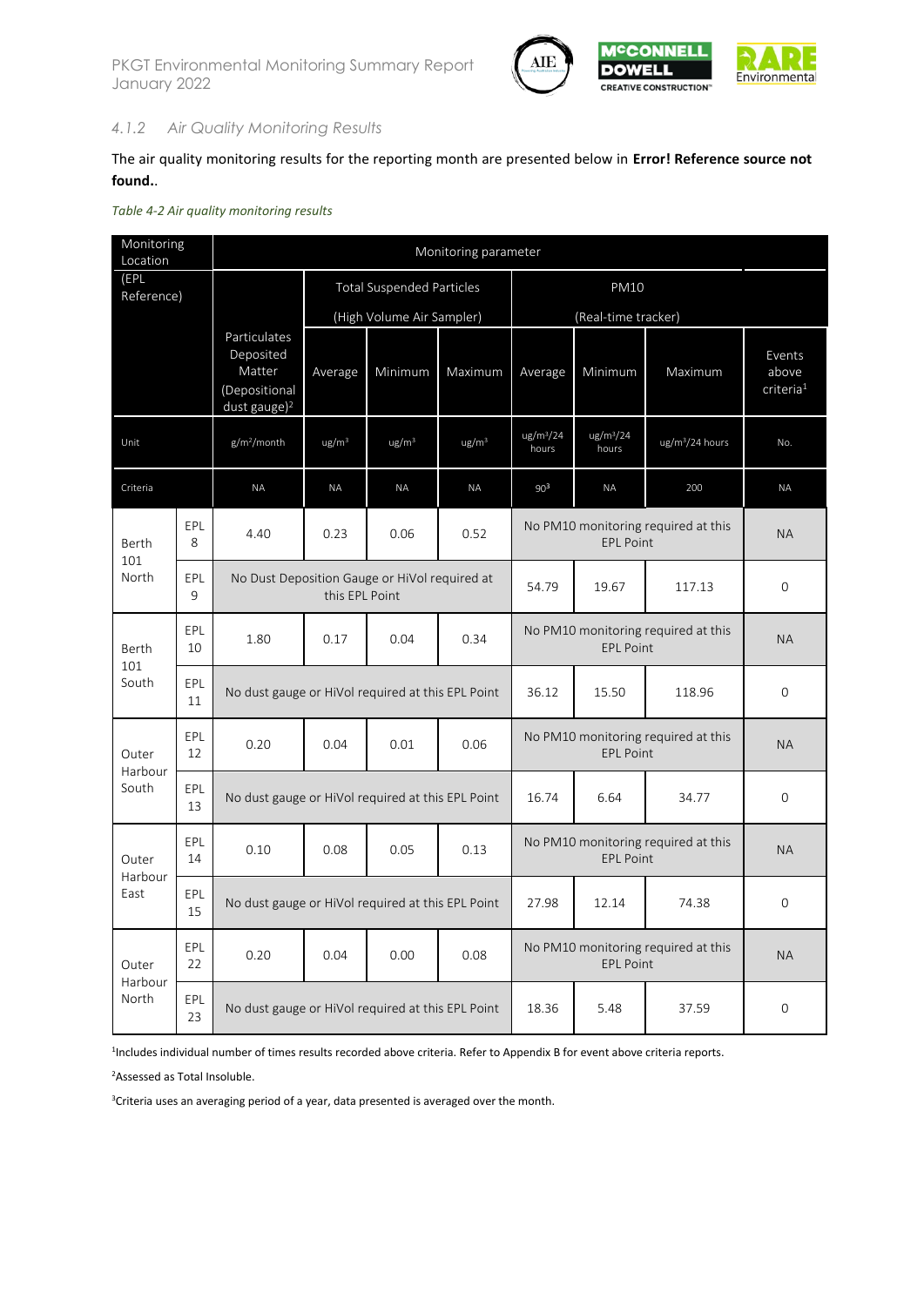### *4.1.2 Air Quality Monitoring Results*

The air quality monitoring results for the reporting month are presented below in **Error! Reference source not found.**.

*Table 4-2 Air quality monitoring results*

| Monitoring Location (EPL Reference) | | Monitoring parameter | | | | | | | |
|---|---|---|---|---|---|---|---|---|---|
| | | Particulates Deposited Matter (Depositional dust gauge)[2] | Total Suspended Particles (High Volume Air Sampler) | | | PM10 (Real-time tracker) | | | Events above criteria[1] |
| | | | Average | Minimum | Maximum | Average | Minimum | Maximum | |
| Unit | | g/m²/month | ug/m³ | ug/m³ | ug/m³ | ug/m³/24 hours | ug/m³/24 hours | ug/m³/24 hours | No. |
| Criteria | | NA | NA | NA | NA | 90[3] | NA | 200 | NA |
| Berth 101 North | EPL 8 | 4.40 | 0.23 | 0.06 | 0.52 | No PM10 monitoring required at this EPL Point | | | NA |
| | EPL 9 | No Dust Deposition Gauge or HiVol required at this EPL Point | | | | 54.79 | 19.67 | 117.13 | 0 |
| Berth 101 South | EPL 10 | 1.80 | 0.17 | 0.04 | 0.34 | No PM10 monitoring required at this EPL Point | | | NA |
| | EPL 11 | No dust gauge or HiVol required at this EPL Point | | | | 36.12 | 15.50 | 118.96 | 0 |
| Outer Harbour South | EPL 12 | 0.20 | 0.04 | 0.01 | 0.06 | No PM10 monitoring required at this EPL Point | | | NA |
| | EPL 13 | No dust gauge or HiVol required at this EPL Point | | | | 16.74 | 6.64 | 34.77 | 0 |
| Outer Harbour East | EPL 14 | 0.10 | 0.08 | 0.05 | 0.13 | No PM10 monitoring required at this EPL Point | | | NA |
| | EPL 15 | No dust gauge or HiVol required at this EPL Point | | | | 27.98 | 12.14 | 74.38 | 0 |
| Outer Harbour North | EPL 22 | 0.20 | 0.04 | 0.00 | 0.08 | No PM10 monitoring required at this EPL Point | | | NA |
| | EPL 23 | No dust gauge or HiVol required at this EPL Point | | | | 18.36 | 5.48 | 37.59 | 0 |

[1]Includes individual number of times results recorded above criteria. Refer to Appendix B for event above criteria reports.

[2]Assessed as Total Insoluble.

[3]Criteria uses an averaging period of a year, data presented is averaged over the month.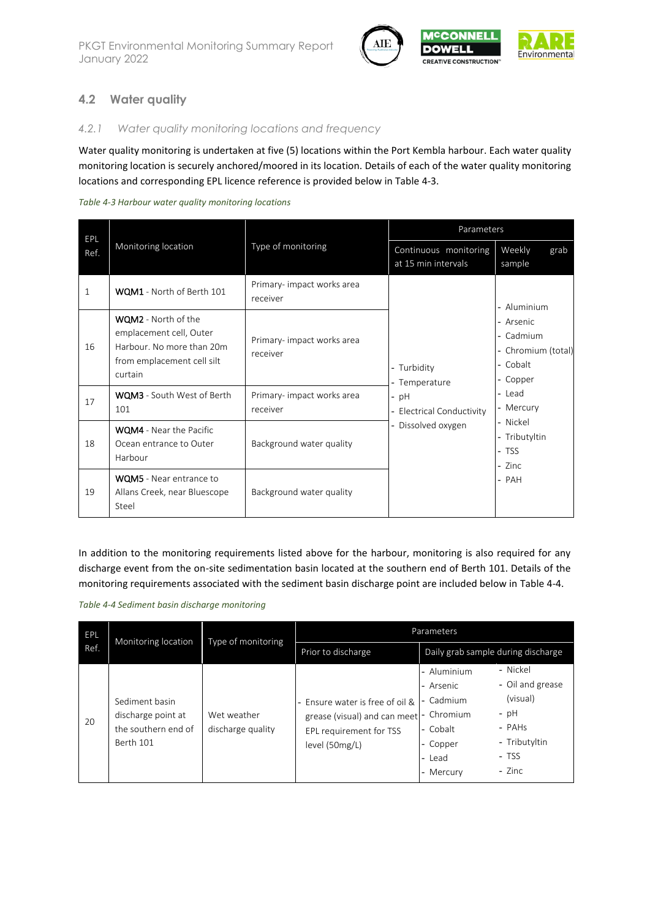## 4.2 Water quality

### 4.2.1 Water quality monitoring locations and frequency

Water quality monitoring is undertaken at five (5) locations within the Port Kembla harbour. Each water quality monitoring location is securely anchored/moored in its location. Details of each of the water quality monitoring locations and corresponding EPL licence reference is provided below in Table 4-3.

*Table 4-3 Harbour water quality monitoring locations*

| EPL Ref. | Monitoring location | Type of monitoring | Parameters | |
|---|---|---|---|---|
| | | | Continuous monitoring at 15 min intervals | Weekly grab sample |
| 1 | **WQM1** - North of Berth 101 | Primary- impact works area receiver | - Turbidity<br>- Temperature<br>- pH<br>- Electrical Conductivity<br>- Dissolved oxygen | - Aluminium<br>- Arsenic<br>- Cadmium<br>- Chromium (total)<br>- Cobalt<br>- Copper<br>- Lead<br>- Mercury<br>- Nickel<br>- Tributyltin<br>- TSS<br>- Zinc<br>- PAH |
| 16 | **WQM2** - North of the emplacement cell, Outer Harbour. No more than 20m from emplacement cell silt curtain | Primary- impact works area receiver | | |
| 17 | **WQM3** - South West of Berth 101 | Primary- impact works area receiver | | |
| 18 | **WQM4** - Near the Pacific Ocean entrance to Outer Harbour | Background water quality | | |
| 19 | **WQM5** - Near entrance to Allans Creek, near Bluescope Steel | Background water quality | | |

In addition to the monitoring requirements listed above for the harbour, monitoring is also required for any discharge event from the on-site sedimentation basin located at the southern end of Berth 101. Details of the monitoring requirements associated with the sediment basin discharge point are included below in Table 4-4.

*Table 4-4 Sediment basin discharge monitoring*

| EPL Ref. | Monitoring location | Type of monitoring | Parameters | |
|---|---|---|---|---|
| | | | Prior to discharge | Daily grab sample during discharge |
| 20 | Sediment basin discharge point at the southern end of Berth 101 | Wet weather discharge quality | - Ensure water is free of oil & grease (visual) and can meet EPL requirement for TSS level (50mg/L) | - Aluminium<br>- Arsenic<br>- Cadmium<br>- Chromium<br>- Cobalt<br>- Copper<br>- Lead<br>- Mercury<br>- Nickel<br>- Oil and grease (visual)<br>- pH<br>- PAHs<br>- Tributyltin<br>- TSS<br>- Zinc |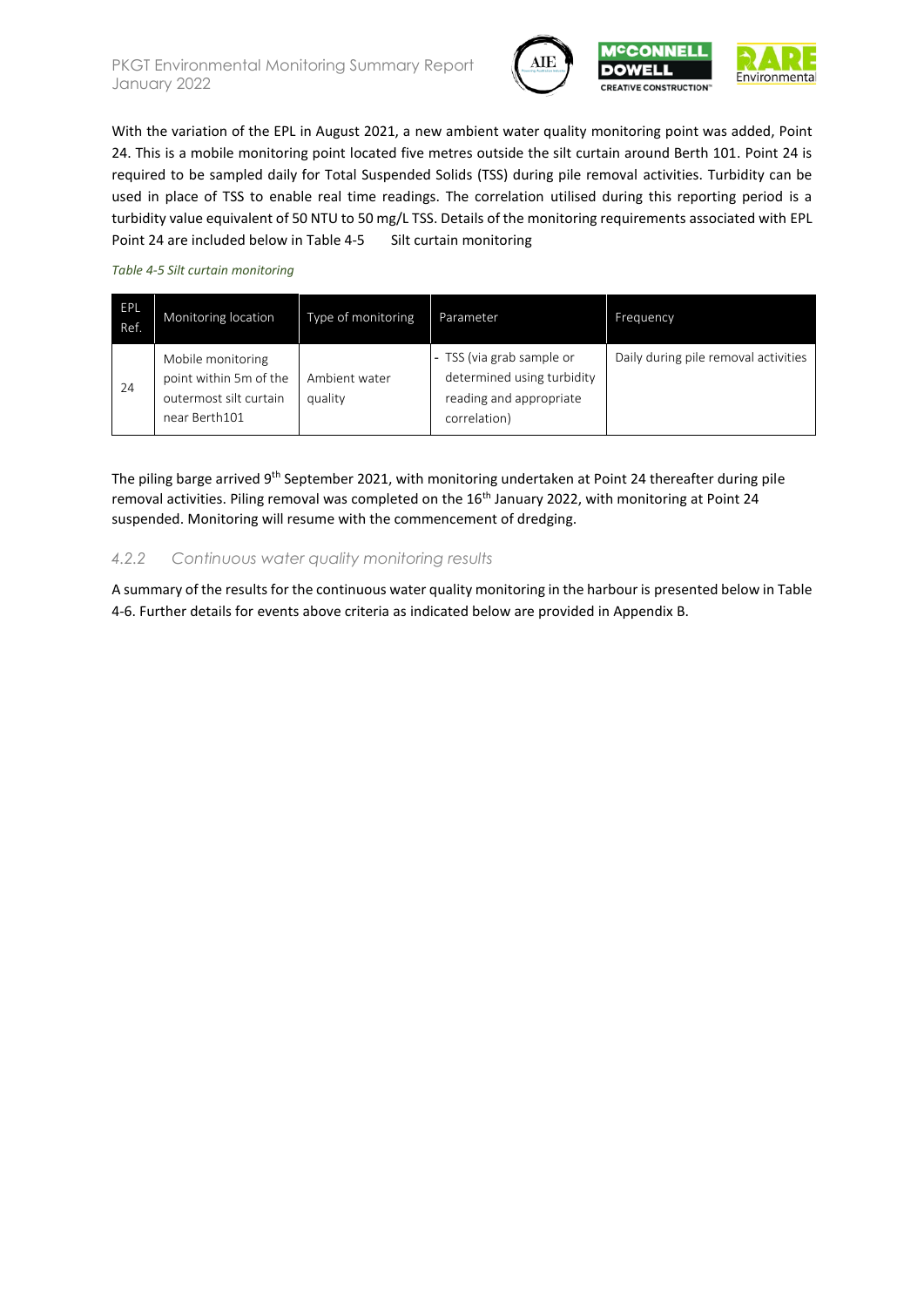With the variation of the EPL in August 2021, a new ambient water quality monitoring point was added, Point 24. This is a mobile monitoring point located five metres outside the silt curtain around Berth 101. Point 24 is required to be sampled daily for Total Suspended Solids (TSS) during pile removal activities. Turbidity can be used in place of TSS to enable real time readings. The correlation utilised during this reporting period is a turbidity value equivalent of 50 NTU to 50 mg/L TSS. Details of the monitoring requirements associated with EPL Point 24 are included below in Table 4-5 Silt curtain monitoring

*Table 4-5 Silt curtain monitoring*

| EPL Ref. | Monitoring location | Type of monitoring | Parameter | Frequency |
|---|---|---|---|---|
| 24 | Mobile monitoring point within 5m of the outermost silt curtain near Berth101 | Ambient water quality | - TSS (via grab sample or determined using turbidity reading and appropriate correlation) | Daily during pile removal activities |

The piling barge arrived 9th September 2021, with monitoring undertaken at Point 24 thereafter during pile removal activities. Piling removal was completed on the 16th January 2022, with monitoring at Point 24 suspended. Monitoring will resume with the commencement of dredging.

### *4.2.2 Continuous water quality monitoring results*

A summary of the results for the continuous water quality monitoring in the harbour is presented below in Table 4-6. Further details for events above criteria as indicated below are provided in Appendix B.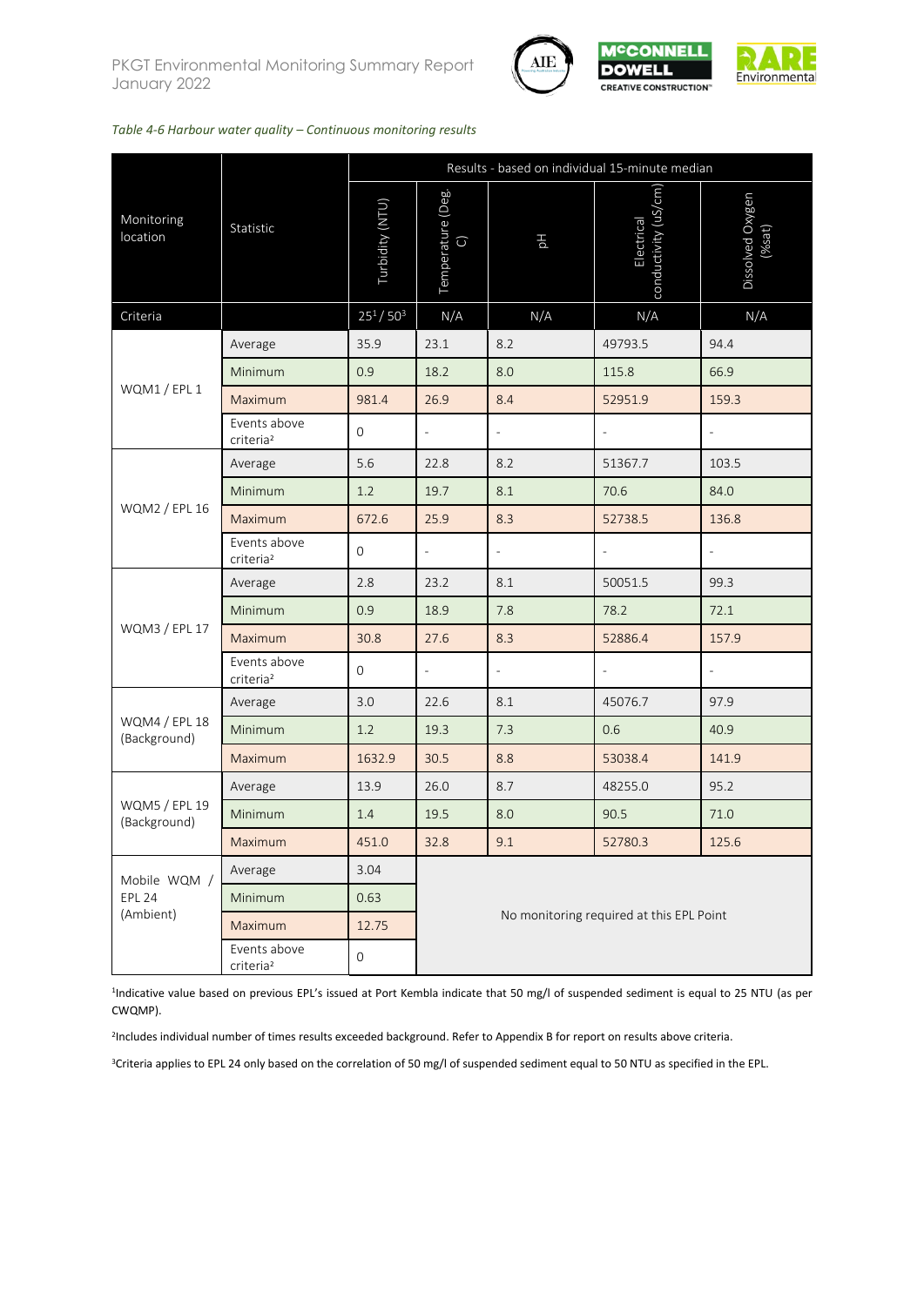*Table 4-6 Harbour water quality – Continuous monitoring results*

| Monitoring location | Statistic | Results - based on individual 15-minute median | | | | |
|---|---|---|---|---|---|---|
| | | Turbidity (NTU) | Temperature (Deg. C) | pH | Electrical conductivity (uS/cm) | Dissolved Oxygen (%sat) |
| Criteria | | 25[1] / 50[3] | N/A | N/A | N/A | N/A |
| WQM1 / EPL 1 | Average | 35.9 | 23.1 | 8.2 | 49793.5 | 94.4 |
| | Minimum | 0.9 | 18.2 | 8.0 | 115.8 | 66.9 |
| | Maximum | 981.4 | 26.9 | 8.4 | 52951.9 | 159.3 |
| | Events above criteria[2] | 0 | - | - | - | - |
| WQM2 / EPL 16 | Average | 5.6 | 22.8 | 8.2 | 51367.7 | 103.5 |
| | Minimum | 1.2 | 19.7 | 8.1 | 70.6 | 84.0 |
| | Maximum | 672.6 | 25.9 | 8.3 | 52738.5 | 136.8 |
| | Events above criteria[2] | 0 | - | - | - | - |
| WQM3 / EPL 17 | Average | 2.8 | 23.2 | 8.1 | 50051.5 | 99.3 |
| | Minimum | 0.9 | 18.9 | 7.8 | 78.2 | 72.1 |
| | Maximum | 30.8 | 27.6 | 8.3 | 52886.4 | 157.9 |
| | Events above criteria[2] | 0 | - | - | - | - |
| WQM4 / EPL 18 (Background) | Average | 3.0 | 22.6 | 8.1 | 45076.7 | 97.9 |
| | Minimum | 1.2 | 19.3 | 7.3 | 0.6 | 40.9 |
| | Maximum | 1632.9 | 30.5 | 8.8 | 53038.4 | 141.9 |
| WQM5 / EPL 19 (Background) | Average | 13.9 | 26.0 | 8.7 | 48255.0 | 95.2 |
| | Minimum | 1.4 | 19.5 | 8.0 | 90.5 | 71.0 |
| | Maximum | 451.0 | 32.8 | 9.1 | 52780.3 | 125.6 |
| Mobile WQM / EPL 24 (Ambient) | Average | 3.04 | No monitoring required at this EPL Point | | | |
| | Minimum | 0.63 | | | | |
| | Maximum | 12.75 | | | | |
| | Events above criteria[2] | 0 | | | | |

[1]Indicative value based on previous EPL's issued at Port Kembla indicate that 50 mg/l of suspended sediment is equal to 25 NTU (as per CWQMP).

[2]Includes individual number of times results exceeded background. Refer to Appendix B for report on results above criteria.

[3]Criteria applies to EPL 24 only based on the correlation of 50 mg/l of suspended sediment equal to 50 NTU as specified in the EPL.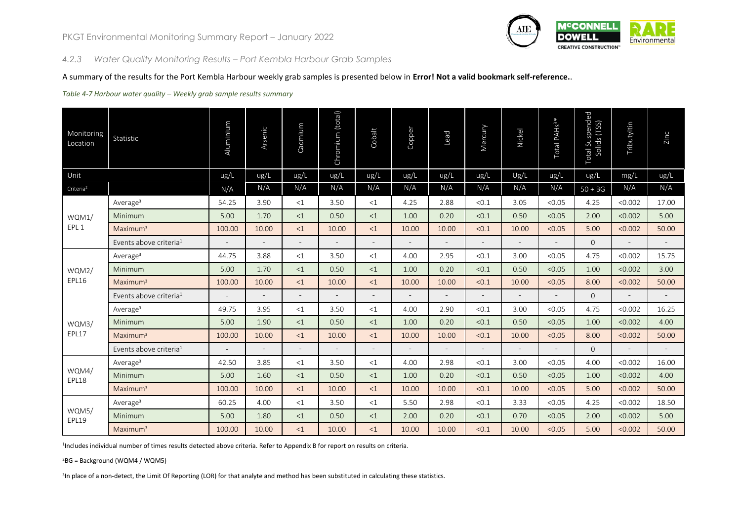### 4.2.3 Water Quality Monitoring Results – Port Kembla Harbour Grab Samples

A summary of the results for the Port Kembla Harbour weekly grab samples is presented below in **Error! Not a valid bookmark self-reference.**.

*Table 4-7 Harbour water quality – Weekly grab sample results summary*

| Monitoring Location | Statistic | Aluminium | Arsenic | Cadmium | Chromium (total) | Cobalt | Copper | Lead | Mercury | Nickel | Total PAHs[3]* | Total Suspended Solids (TSS) | Tributyltin | Zinc |
|---|---|---|---|---|---|---|---|---|---|---|---|---|---|---|
| Unit | | ug/L | ug/L | ug/L | ug/L | ug/L | ug/L | ug/L | ug/L | Ug/L | ug/L | ug/L | mg/L | ug/L |
| Criteria[2] | | N/A | N/A | N/A | N/A | N/A | N/A | N/A | N/A | N/A | N/A | 50 + BG | N/A | N/A |
| WQM1/ EPL 1 | Average[3] | 54.25 | 3.90 | <1 | 3.50 | <1 | 4.25 | 2.88 | <0.1 | 3.05 | <0.05 | 4.25 | <0.002 | 17.00 |
| | Minimum | 5.00 | 1.70 | <1 | 0.50 | <1 | 1.00 | 0.20 | <0.1 | 0.50 | <0.05 | 2.00 | <0.002 | 5.00 |
| | Maximum[3] | 100.00 | 10.00 | <1 | 10.00 | <1 | 10.00 | 10.00 | <0.1 | 10.00 | <0.05 | 5.00 | <0.002 | 50.00 |
| | Events above criteria[1] | - | - | - | - | - | - | - | - | - | - | 0 | - | - |
| WQM2/ EPL16 | Average[3] | 44.75 | 3.88 | <1 | 3.50 | <1 | 4.00 | 2.95 | <0.1 | 3.00 | <0.05 | 4.75 | <0.002 | 15.75 |
| | Minimum | 5.00 | 1.70 | <1 | 0.50 | <1 | 1.00 | 0.20 | <0.1 | 0.50 | <0.05 | 1.00 | <0.002 | 3.00 |
| | Maximum[3] | 100.00 | 10.00 | <1 | 10.00 | <1 | 10.00 | 10.00 | <0.1 | 10.00 | <0.05 | 8.00 | <0.002 | 50.00 |
| | Events above criteria[1] | - | - | - | - | - | - | - | - | - | - | 0 | - | - |
| WQM3/ EPL17 | Average[3] | 49.75 | 3.95 | <1 | 3.50 | <1 | 4.00 | 2.90 | <0.1 | 3.00 | <0.05 | 4.75 | <0.002 | 16.25 |
| | Minimum | 5.00 | 1.90 | <1 | 0.50 | <1 | 1.00 | 0.20 | <0.1 | 0.50 | <0.05 | 1.00 | <0.002 | 4.00 |
| | Maximum[3] | 100.00 | 10.00 | <1 | 10.00 | <1 | 10.00 | 10.00 | <0.1 | 10.00 | <0.05 | 8.00 | <0.002 | 50.00 |
| | Events above criteria[1] | - | - | - | - | - | - | - | - | - | - | 0 | - | - |
| WQM4/ EPL18 | Average[3] | 42.50 | 3.85 | <1 | 3.50 | <1 | 4.00 | 2.98 | <0.1 | 3.00 | <0.05 | 4.00 | <0.002 | 16.00 |
| | Minimum | 5.00 | 1.60 | <1 | 0.50 | <1 | 1.00 | 0.20 | <0.1 | 0.50 | <0.05 | 1.00 | <0.002 | 4.00 |
| | Maximum[3] | 100.00 | 10.00 | <1 | 10.00 | <1 | 10.00 | 10.00 | <0.1 | 10.00 | <0.05 | 5.00 | <0.002 | 50.00 |
| WQM5/ EPL19 | Average[3] | 60.25 | 4.00 | <1 | 3.50 | <1 | 5.50 | 2.98 | <0.1 | 3.33 | <0.05 | 4.25 | <0.002 | 18.50 |
| | Minimum | 5.00 | 1.80 | <1 | 0.50 | <1 | 2.00 | 0.20 | <0.1 | 0.70 | <0.05 | 2.00 | <0.002 | 5.00 |
| | Maximum[3] | 100.00 | 10.00 | <1 | 10.00 | <1 | 10.00 | 10.00 | <0.1 | 10.00 | <0.05 | 5.00 | <0.002 | 50.00 |

[1]Includes individual number of times results detected above criteria. Refer to Appendix B for report on results on criteria.

[2]BG = Background (WQM4 / WQM5)

[3]In place of a non-detect, the Limit Of Reporting (LOR) for that analyte and method has been substituted in calculating these statistics.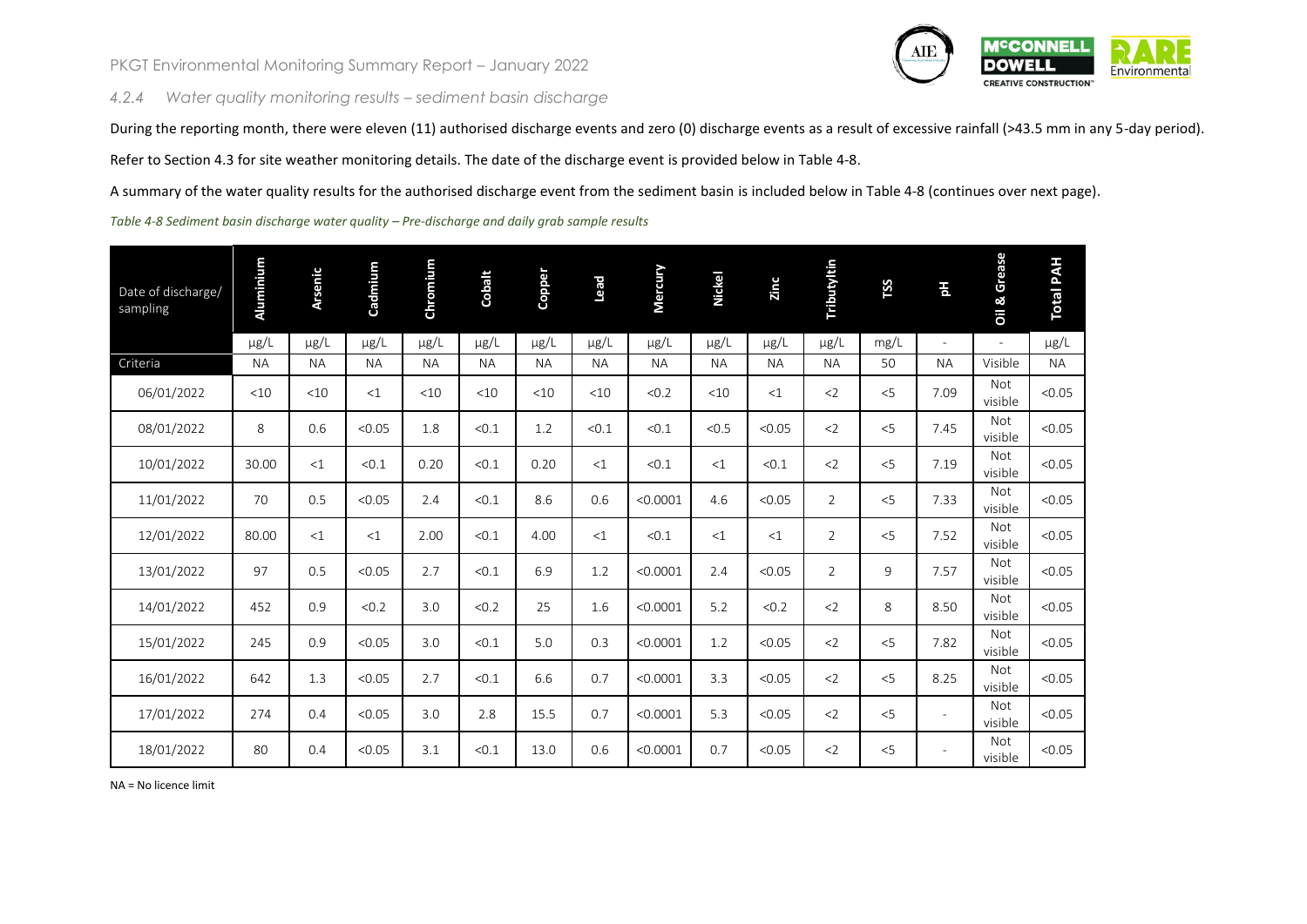### 4.2.4 Water quality monitoring results – sediment basin discharge

During the reporting month, there were eleven (11) authorised discharge events and zero (0) discharge events as a result of excessive rainfall (>43.5 mm in any 5-day period).

Refer to Section 4.3 for site weather monitoring details. The date of the discharge event is provided below in Table 4-8.

A summary of the water quality results for the authorised discharge event from the sediment basin is included below in Table 4-8 (continues over next page).

*Table 4-8 Sediment basin discharge water quality – Pre-discharge and daily grab sample results*

| Date of discharge/ sampling | Aluminium | Arsenic | Cadmium | Chromium | Cobalt | Copper | Lead | Mercury | Nickel | Zinc | Tributyltin | TSS | pH | Oil & Grease | Total PAH |
|---|---|---|---|---|---|---|---|---|---|---|---|---|---|---|---|
| | µg/L | µg/L | µg/L | µg/L | µg/L | µg/L | µg/L | µg/L | µg/L | µg/L | µg/L | mg/L | - | - | µg/L |
| Criteria | NA | NA | NA | NA | NA | NA | NA | NA | NA | NA | NA | 50 | NA | Visible | NA |
| 06/01/2022 | <10 | <10 | <1 | <10 | <10 | <10 | <10 | <0.2 | <10 | <1 | <2 | <5 | 7.09 | Not visible | <0.05 |
| 08/01/2022 | 8 | 0.6 | <0.05 | 1.8 | <0.1 | 1.2 | <0.1 | <0.1 | <0.5 | <0.05 | <2 | <5 | 7.45 | Not visible | <0.05 |
| 10/01/2022 | 30.00 | <1 | <0.1 | 0.20 | <0.1 | 0.20 | <1 | <0.1 | <1 | <0.1 | <2 | <5 | 7.19 | Not visible | <0.05 |
| 11/01/2022 | 70 | 0.5 | <0.05 | 2.4 | <0.1 | 8.6 | 0.6 | <0.0001 | 4.6 | <0.05 | 2 | <5 | 7.33 | Not visible | <0.05 |
| 12/01/2022 | 80.00 | <1 | <1 | 2.00 | <0.1 | 4.00 | <1 | <0.1 | <1 | <1 | 2 | <5 | 7.52 | Not visible | <0.05 |
| 13/01/2022 | 97 | 0.5 | <0.05 | 2.7 | <0.1 | 6.9 | 1.2 | <0.0001 | 2.4 | <0.05 | 2 | 9 | 7.57 | Not visible | <0.05 |
| 14/01/2022 | 452 | 0.9 | <0.2 | 3.0 | <0.2 | 25 | 1.6 | <0.0001 | 5.2 | <0.2 | <2 | 8 | 8.50 | Not visible | <0.05 |
| 15/01/2022 | 245 | 0.9 | <0.05 | 3.0 | <0.1 | 5.0 | 0.3 | <0.0001 | 1.2 | <0.05 | <2 | <5 | 7.82 | Not visible | <0.05 |
| 16/01/2022 | 642 | 1.3 | <0.05 | 2.7 | <0.1 | 6.6 | 0.7 | <0.0001 | 3.3 | <0.05 | <2 | <5 | 8.25 | Not visible | <0.05 |
| 17/01/2022 | 274 | 0.4 | <0.05 | 3.0 | 2.8 | 15.5 | 0.7 | <0.0001 | 5.3 | <0.05 | <2 | <5 | - | Not visible | <0.05 |
| 18/01/2022 | 80 | 0.4 | <0.05 | 3.1 | <0.1 | 13.0 | 0.6 | <0.0001 | 0.7 | <0.05 | <2 | <5 | - | Not visible | <0.05 |

NA = No licence limit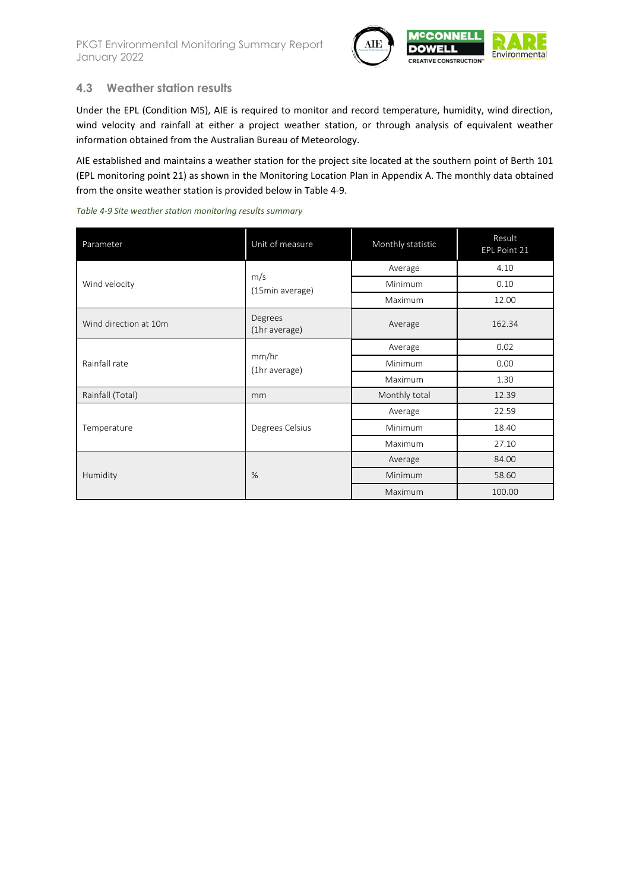### 4.3 Weather station results

Under the EPL (Condition M5), AIE is required to monitor and record temperature, humidity, wind direction, wind velocity and rainfall at either a project weather station, or through analysis of equivalent weather information obtained from the Australian Bureau of Meteorology.

AIE established and maintains a weather station for the project site located at the southern point of Berth 101 (EPL monitoring point 21) as shown in the Monitoring Location Plan in Appendix A. The monthly data obtained from the onsite weather station is provided below in Table 4-9.

*Table 4-9 Site weather station monitoring results summary*

| Parameter | Unit of measure | Monthly statistic | Result EPL Point 21 |
|---|---|---|---|
| Wind velocity | m/s (15min average) | Average | 4.10 |
| | | Minimum | 0.10 |
| | | Maximum | 12.00 |
| Wind direction at 10m | Degrees (1hr average) | Average | 162.34 |
| Rainfall rate | mm/hr (1hr average) | Average | 0.02 |
| | | Minimum | 0.00 |
| | | Maximum | 1.30 |
| Rainfall (Total) | mm | Monthly total | 12.39 |
| Temperature | Degrees Celsius | Average | 22.59 |
| | | Minimum | 18.40 |
| | | Maximum | 27.10 |
| Humidity | % | Average | 84.00 |
| | | Minimum | 58.60 |
| | | Maximum | 100.00 |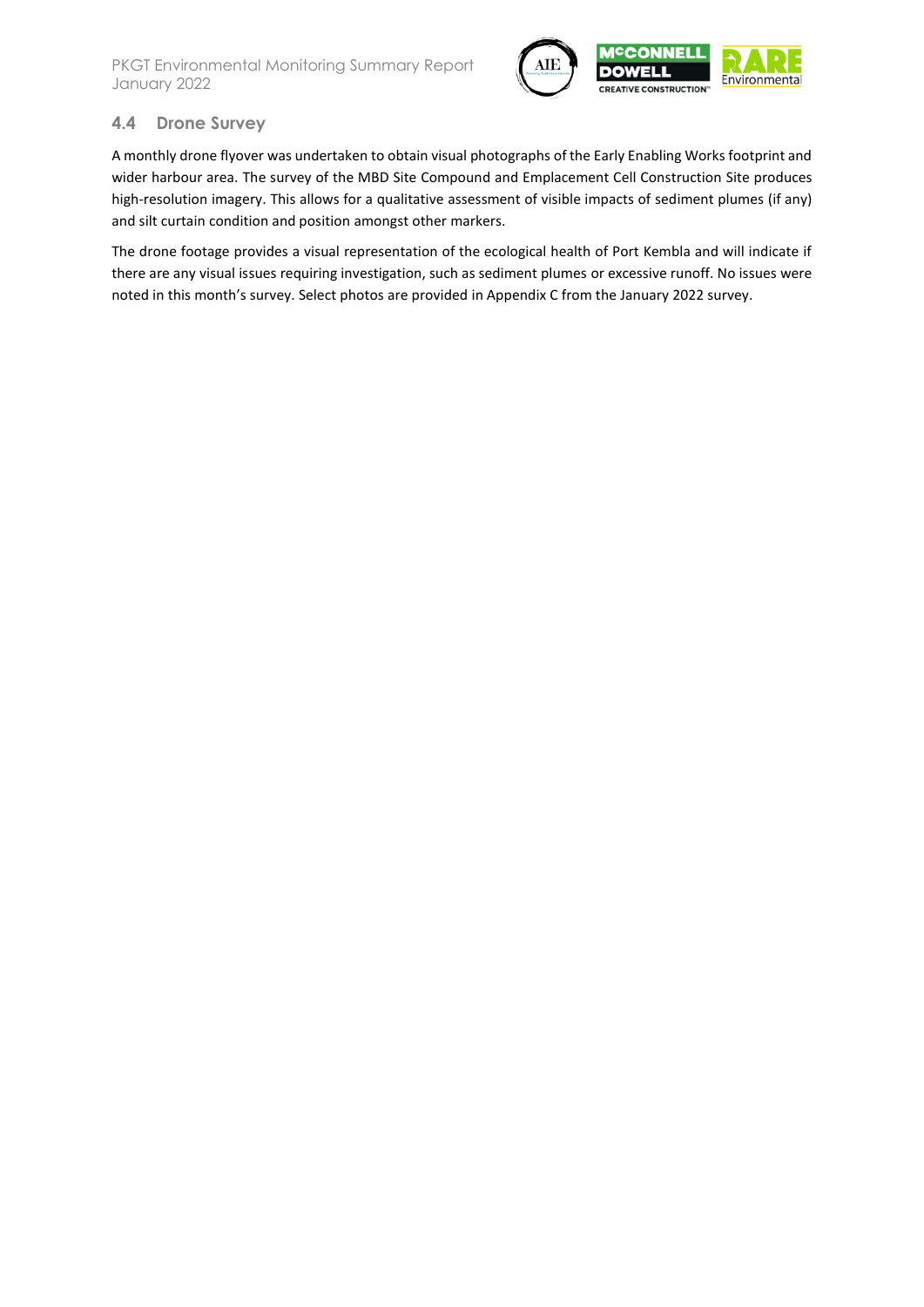## 4.4 Drone Survey

A monthly drone flyover was undertaken to obtain visual photographs of the Early Enabling Works footprint and wider harbour area. The survey of the MBD Site Compound and Emplacement Cell Construction Site produces high-resolution imagery. This allows for a qualitative assessment of visible impacts of sediment plumes (if any) and silt curtain condition and position amongst other markers.

The drone footage provides a visual representation of the ecological health of Port Kembla and will indicate if there are any visual issues requiring investigation, such as sediment plumes or excessive runoff. No issues were noted in this month's survey. Select photos are provided in Appendix C from the January 2022 survey.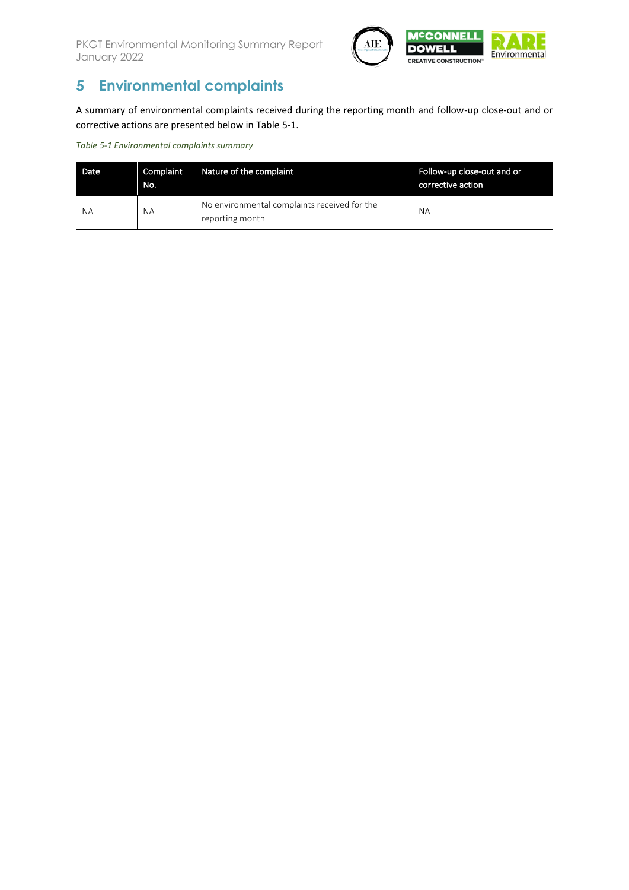# 5 Environmental complaints

A summary of environmental complaints received during the reporting month and follow-up close-out and or corrective actions are presented below in Table 5-1.

*Table 5-1 Environmental complaints summary*

| Date | Complaint No. | Nature of the complaint | Follow-up close-out and or corrective action |
|---|---|---|---|
| NA | NA | No environmental complaints received for the reporting month | NA |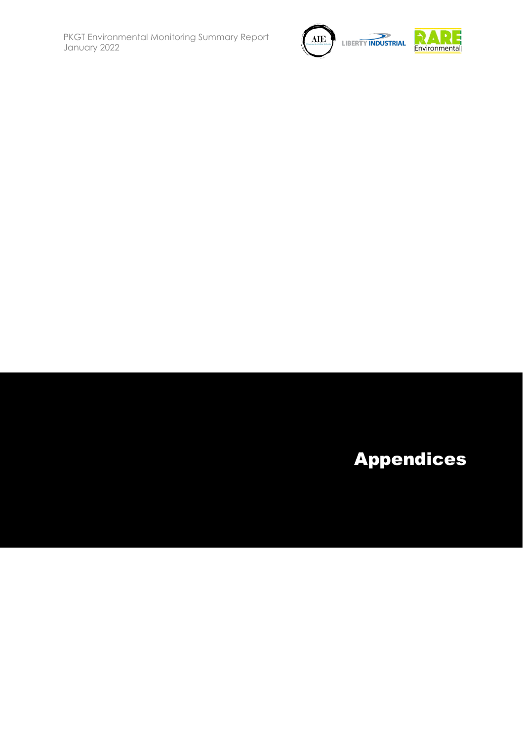# Appendices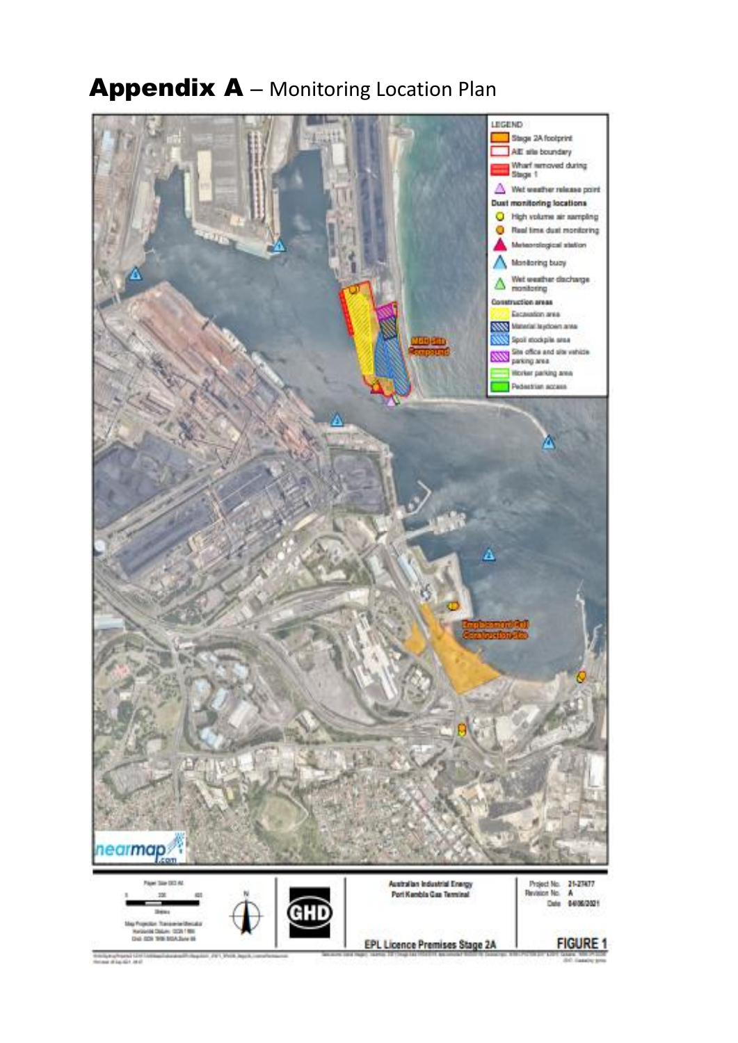# Appendix A – Monitoring Location Plan

LEGEND

- Stage 2A footprint
- AIE site boundary
- Wharf removed during Stage 1
- Wet weather release point

**Dust monitoring locations**

- High volume air sampling
- Real time dust monitoring
- Meteorological station
- Monitoring buoy
- Wet weather discharge monitoring

**Construction areas**

- Excavation area
- Material laydown area
- Spoil stockpile area
- Site office and site vehicle parking area
- Worker parking area
- Pedestrian access

MBD Site Compound

Emplacement Cell Construction Site

nearmap.com

Paper Size ISO A4

Metres

Map Projection: Transverse Mercator
Horizontal Datum: GDA 1994
Grid: GDA 1994 MGA Zone 56

GHD

Australian Industrial Energy
Port Kembla Gas Terminal

EPL Licence Premises Stage 2A

Project No. 21-27477
Revision No. A
Date 04/08/2021

FIGURE 1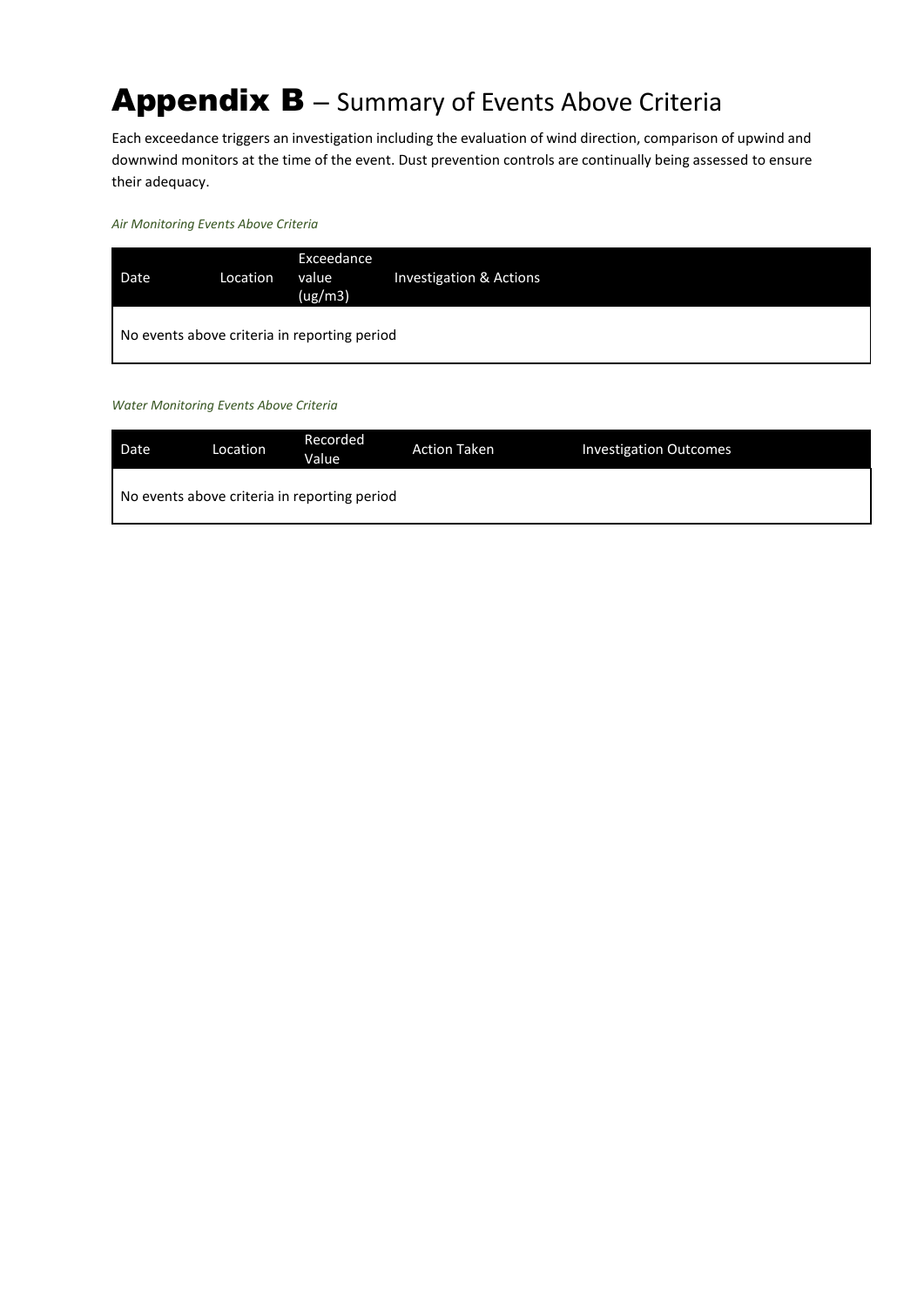# Appendix B – Summary of Events Above Criteria

Each exceedance triggers an investigation including the evaluation of wind direction, comparison of upwind and downwind monitors at the time of the event. Dust prevention controls are continually being assessed to ensure their adequacy.

*Air Monitoring Events Above Criteria*

| Date | Location | Exceedance value (ug/m3) | Investigation & Actions |
|---|---|---|---|
| No events above criteria in reporting period | | | |

*Water Monitoring Events Above Criteria*

| Date | Location | Recorded Value | Action Taken | Investigation Outcomes |
|---|---|---|---|---|
| No events above criteria in reporting period | | | | |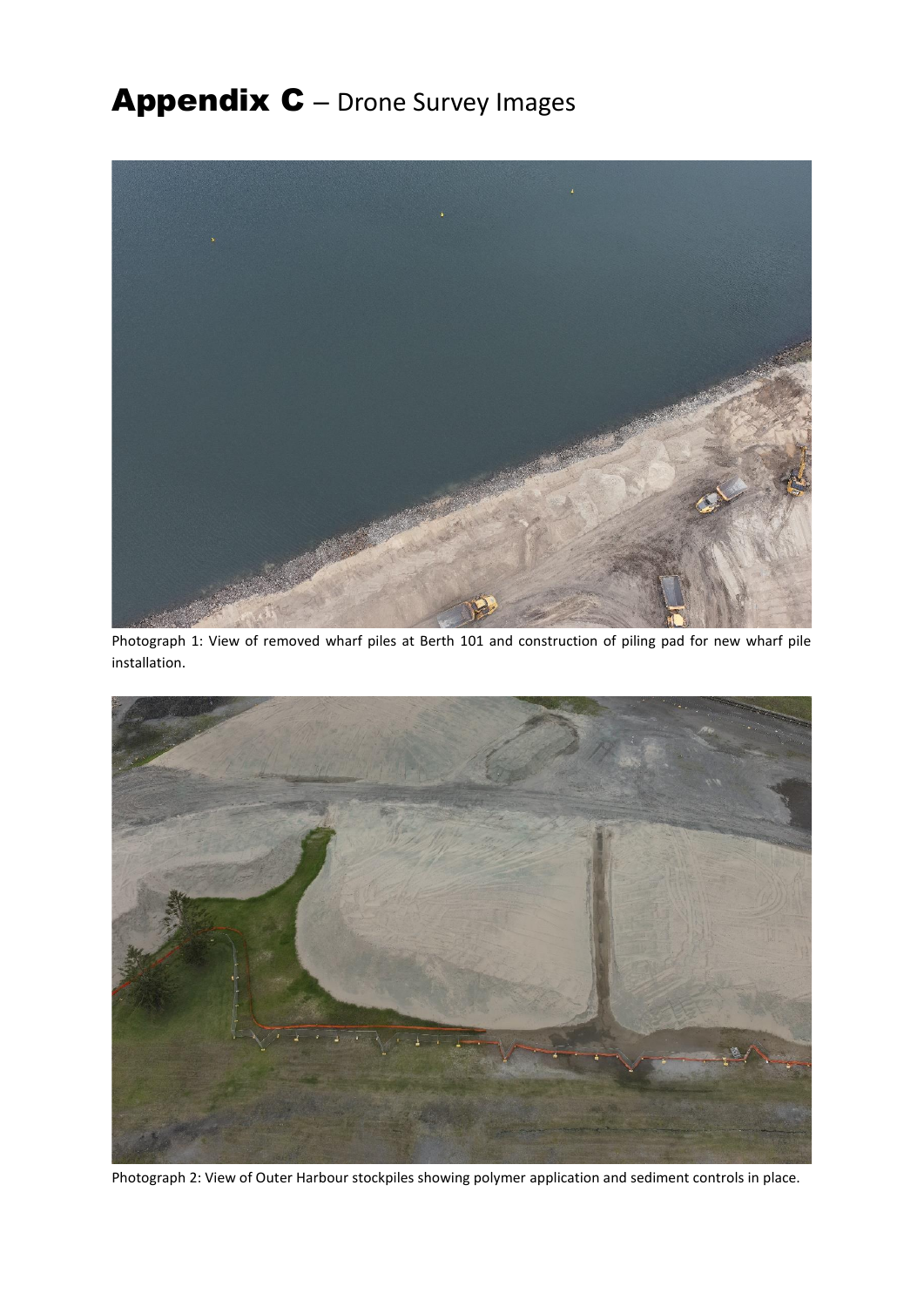# **Appendix C** – Drone Survey Images

Photograph 1: View of removed wharf piles at Berth 101 and construction of piling pad for new wharf pile installation.

Photograph 2: View of Outer Harbour stockpiles showing polymer application and sediment controls in place.